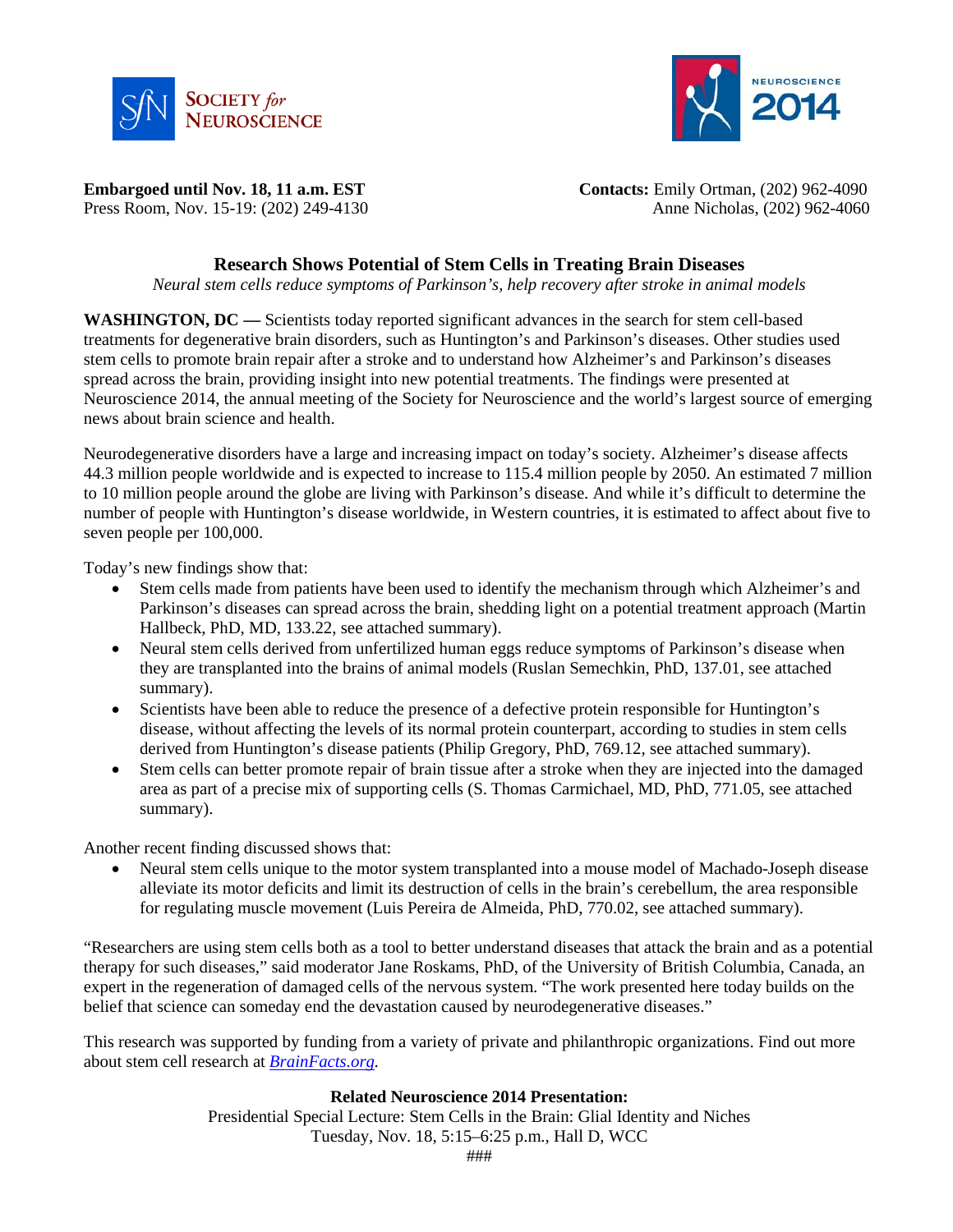SOCIETY *for* NEUROSCIENCE

NEUROSCIENCE 2014

**Embargoed until Nov. 18, 11 a.m. EST**
Press Room, Nov. 15-19: (202) 249-4130

**Contacts:** Emily Ortman, (202) 962-4090
Anne Nicholas, (202) 962-4060

## Research Shows Potential of Stem Cells in Treating Brain Diseases

*Neural stem cells reduce symptoms of Parkinson's, help recovery after stroke in animal models*

**WASHINGTON, DC —** Scientists today reported significant advances in the search for stem cell-based treatments for degenerative brain disorders, such as Huntington's and Parkinson's diseases. Other studies used stem cells to promote brain repair after a stroke and to understand how Alzheimer's and Parkinson's diseases spread across the brain, providing insight into new potential treatments. The findings were presented at Neuroscience 2014, the annual meeting of the Society for Neuroscience and the world's largest source of emerging news about brain science and health.

Neurodegenerative disorders have a large and increasing impact on today's society. Alzheimer's disease affects 44.3 million people worldwide and is expected to increase to 115.4 million people by 2050. An estimated 7 million to 10 million people around the globe are living with Parkinson's disease. And while it's difficult to determine the number of people with Huntington's disease worldwide, in Western countries, it is estimated to affect about five to seven people per 100,000.

Today's new findings show that:

- Stem cells made from patients have been used to identify the mechanism through which Alzheimer's and Parkinson's diseases can spread across the brain, shedding light on a potential treatment approach (Martin Hallbeck, PhD, MD, 133.22, see attached summary).
- Neural stem cells derived from unfertilized human eggs reduce symptoms of Parkinson's disease when they are transplanted into the brains of animal models (Ruslan Semechkin, PhD, 137.01, see attached summary).
- Scientists have been able to reduce the presence of a defective protein responsible for Huntington's disease, without affecting the levels of its normal protein counterpart, according to studies in stem cells derived from Huntington's disease patients (Philip Gregory, PhD, 769.12, see attached summary).
- Stem cells can better promote repair of brain tissue after a stroke when they are injected into the damaged area as part of a precise mix of supporting cells (S. Thomas Carmichael, MD, PhD, 771.05, see attached summary).

Another recent finding discussed shows that:

- Neural stem cells unique to the motor system transplanted into a mouse model of Machado-Joseph disease alleviate its motor deficits and limit its destruction of cells in the brain's cerebellum, the area responsible for regulating muscle movement (Luis Pereira de Almeida, PhD, 770.02, see attached summary).

"Researchers are using stem cells both as a tool to better understand diseases that attack the brain and as a potential therapy for such diseases," said moderator Jane Roskams, PhD, of the University of British Columbia, Canada, an expert in the regeneration of damaged cells of the nervous system. "The work presented here today builds on the belief that science can someday end the devastation caused by neurodegenerative diseases."

This research was supported by funding from a variety of private and philanthropic organizations. Find out more about stem cell research at *BrainFacts.org*.

**Related Neuroscience 2014 Presentation:**
Presidential Special Lecture: Stem Cells in the Brain: Glial Identity and Niches
Tuesday, Nov. 18, 5:15–6:25 p.m., Hall D, WCC

###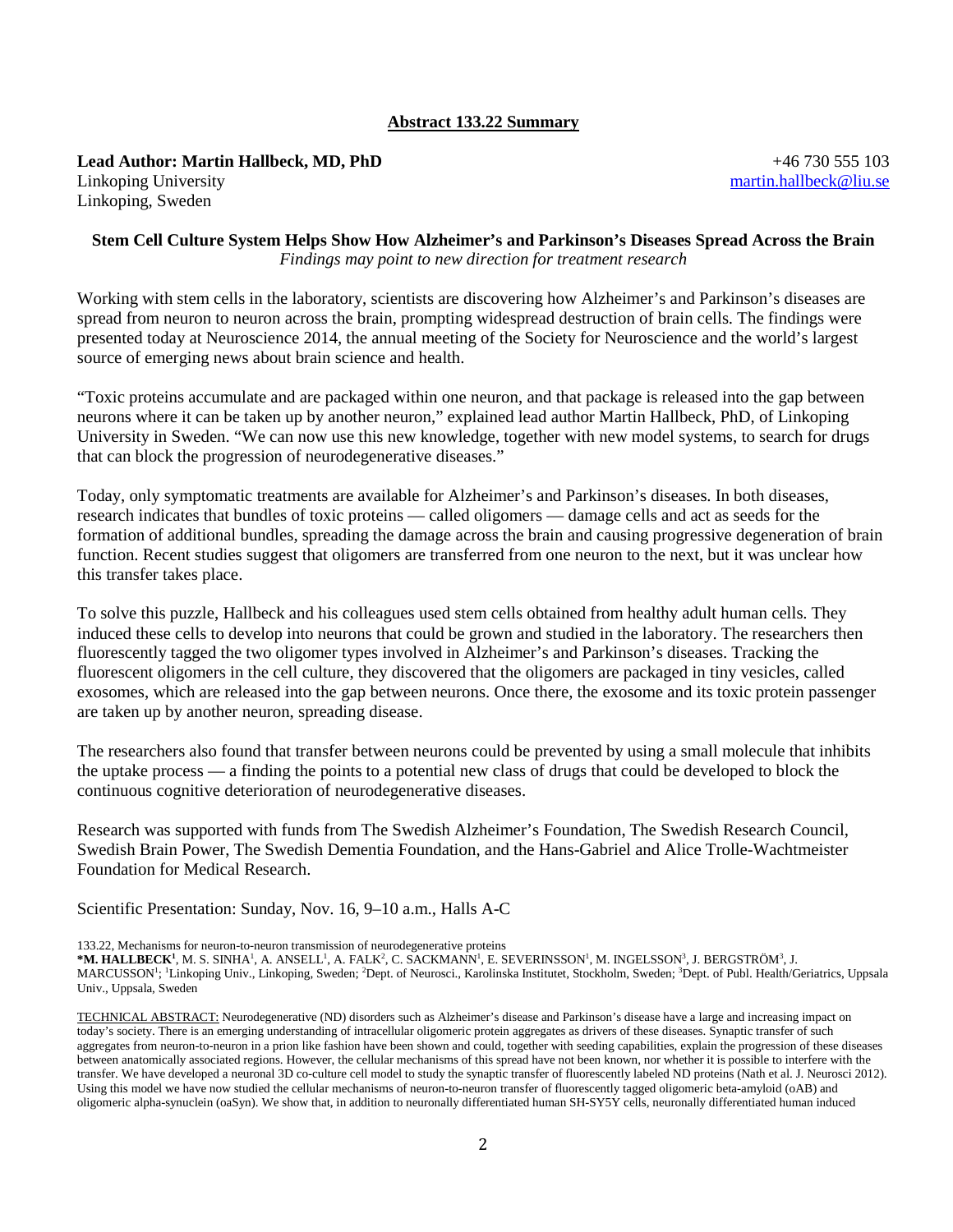## Abstract 133.22 Summary

**Lead Author: Martin Hallbeck, MD, PhD**
Linkoping University
Linkoping, Sweden

+46 730 555 103
martin.hallbeck@liu.se

### Stem Cell Culture System Helps Show How Alzheimer's and Parkinson's Diseases Spread Across the Brain

*Findings may point to new direction for treatment research*

Working with stem cells in the laboratory, scientists are discovering how Alzheimer's and Parkinson's diseases are spread from neuron to neuron across the brain, prompting widespread destruction of brain cells. The findings were presented today at Neuroscience 2014, the annual meeting of the Society for Neuroscience and the world's largest source of emerging news about brain science and health.

"Toxic proteins accumulate and are packaged within one neuron, and that package is released into the gap between neurons where it can be taken up by another neuron," explained lead author Martin Hallbeck, PhD, of Linkoping University in Sweden. "We can now use this new knowledge, together with new model systems, to search for drugs that can block the progression of neurodegenerative diseases."

Today, only symptomatic treatments are available for Alzheimer's and Parkinson's diseases. In both diseases, research indicates that bundles of toxic proteins — called oligomers — damage cells and act as seeds for the formation of additional bundles, spreading the damage across the brain and causing progressive degeneration of brain function. Recent studies suggest that oligomers are transferred from one neuron to the next, but it was unclear how this transfer takes place.

To solve this puzzle, Hallbeck and his colleagues used stem cells obtained from healthy adult human cells. They induced these cells to develop into neurons that could be grown and studied in the laboratory. The researchers then fluorescently tagged the two oligomer types involved in Alzheimer's and Parkinson's diseases. Tracking the fluorescent oligomers in the cell culture, they discovered that the oligomers are packaged in tiny vesicles, called exosomes, which are released into the gap between neurons. Once there, the exosome and its toxic protein passenger are taken up by another neuron, spreading disease.

The researchers also found that transfer between neurons could be prevented by using a small molecule that inhibits the uptake process — a finding the points to a potential new class of drugs that could be developed to block the continuous cognitive deterioration of neurodegenerative diseases.

Research was supported with funds from The Swedish Alzheimer's Foundation, The Swedish Research Council, Swedish Brain Power, The Swedish Dementia Foundation, and the Hans-Gabriel and Alice Trolle-Wachtmeister Foundation for Medical Research.

Scientific Presentation: Sunday, Nov. 16, 9–10 a.m., Halls A-C

133.22, Mechanisms for neuron-to-neuron transmission of neurodegenerative proteins
**\*M. HALLBECK**[1], M. S. SINHA[1], A. ANSELL[1], A. FALK[2], C. SACKMANN[1], E. SEVERINSSON[1], M. INGELSSON[3], J. BERGSTRÖM[3], J. MARCUSSON[1]; [1]Linkoping Univ., Linkoping, Sweden; [2]Dept. of Neurosci., Karolinska Institutet, Stockholm, Sweden; [3]Dept. of Publ. Health/Geriatrics, Uppsala Univ., Uppsala, Sweden

TECHNICAL ABSTRACT: Neurodegenerative (ND) disorders such as Alzheimer's disease and Parkinson's disease have a large and increasing impact on today's society. There is an emerging understanding of intracellular oligomeric protein aggregates as drivers of these diseases. Synaptic transfer of such aggregates from neuron-to-neuron in a prion like fashion have been shown and could, together with seeding capabilities, explain the progression of these diseases between anatomically associated regions. However, the cellular mechanisms of this spread have not been known, nor whether it is possible to interfere with the transfer. We have developed a neuronal 3D co-culture cell model to study the synaptic transfer of fluorescently labeled ND proteins (Nath et al. J. Neurosci 2012). Using this model we have now studied the cellular mechanisms of neuron-to-neuron transfer of fluorescently tagged oligomeric beta-amyloid (oAB) and oligomeric alpha-synuclein (oaSyn). We show that, in addition to neuronally differentiated human SH-SY5Y cells, neuronally differentiated human induced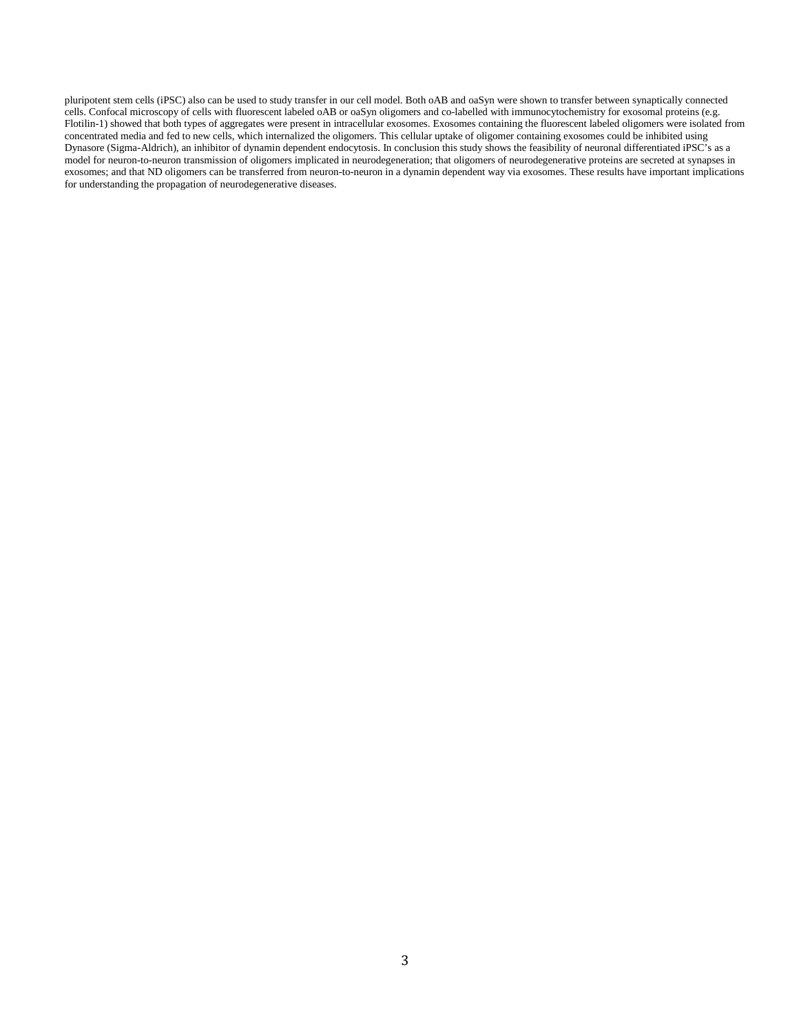pluripotent stem cells (iPSC) also can be used to study transfer in our cell model. Both oAB and oaSyn were shown to transfer between synaptically connected cells. Confocal microscopy of cells with fluorescent labeled oAB or oaSyn oligomers and co-labelled with immunocytochemistry for exosomal proteins (e.g. Flotilin-1) showed that both types of aggregates were present in intracellular exosomes. Exosomes containing the fluorescent labeled oligomers were isolated from concentrated media and fed to new cells, which internalized the oligomers. This cellular uptake of oligomer containing exosomes could be inhibited using Dynasore (Sigma-Aldrich), an inhibitor of dynamin dependent endocytosis. In conclusion this study shows the feasibility of neuronal differentiated iPSC's as a model for neuron-to-neuron transmission of oligomers implicated in neurodegeneration; that oligomers of neurodegenerative proteins are secreted at synapses in exosomes; and that ND oligomers can be transferred from neuron-to-neuron in a dynamin dependent way via exosomes. These results have important implications for understanding the propagation of neurodegenerative diseases.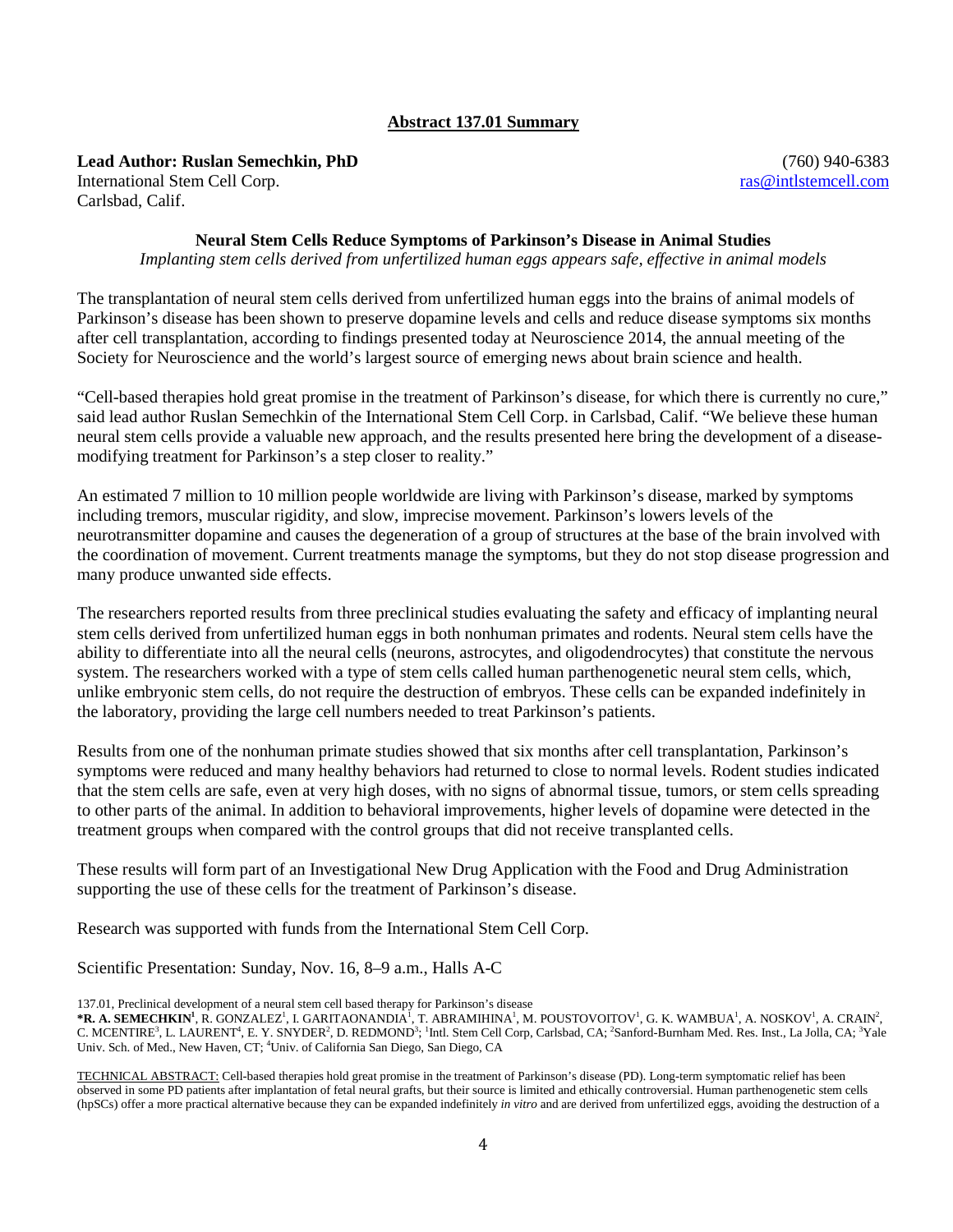**Abstract 137.01 Summary**

**Lead Author: Ruslan Semechkin, PhD**
International Stem Cell Corp.
Carlsbad, Calif.

(760) 940-6383
ras@intlstemcell.com

**Neural Stem Cells Reduce Symptoms of Parkinson's Disease in Animal Studies**

*Implanting stem cells derived from unfertilized human eggs appears safe, effective in animal models*

The transplantation of neural stem cells derived from unfertilized human eggs into the brains of animal models of Parkinson's disease has been shown to preserve dopamine levels and cells and reduce disease symptoms six months after cell transplantation, according to findings presented today at Neuroscience 2014, the annual meeting of the Society for Neuroscience and the world's largest source of emerging news about brain science and health.

"Cell-based therapies hold great promise in the treatment of Parkinson's disease, for which there is currently no cure," said lead author Ruslan Semechkin of the International Stem Cell Corp. in Carlsbad, Calif. "We believe these human neural stem cells provide a valuable new approach, and the results presented here bring the development of a disease-modifying treatment for Parkinson's a step closer to reality."

An estimated 7 million to 10 million people worldwide are living with Parkinson's disease, marked by symptoms including tremors, muscular rigidity, and slow, imprecise movement. Parkinson's lowers levels of the neurotransmitter dopamine and causes the degeneration of a group of structures at the base of the brain involved with the coordination of movement. Current treatments manage the symptoms, but they do not stop disease progression and many produce unwanted side effects.

The researchers reported results from three preclinical studies evaluating the safety and efficacy of implanting neural stem cells derived from unfertilized human eggs in both nonhuman primates and rodents. Neural stem cells have the ability to differentiate into all the neural cells (neurons, astrocytes, and oligodendrocytes) that constitute the nervous system. The researchers worked with a type of stem cells called human parthenogenetic neural stem cells, which, unlike embryonic stem cells, do not require the destruction of embryos. These cells can be expanded indefinitely in the laboratory, providing the large cell numbers needed to treat Parkinson's patients.

Results from one of the nonhuman primate studies showed that six months after cell transplantation, Parkinson's symptoms were reduced and many healthy behaviors had returned to close to normal levels. Rodent studies indicated that the stem cells are safe, even at very high doses, with no signs of abnormal tissue, tumors, or stem cells spreading to other parts of the animal. In addition to behavioral improvements, higher levels of dopamine were detected in the treatment groups when compared with the control groups that did not receive transplanted cells.

These results will form part of an Investigational New Drug Application with the Food and Drug Administration supporting the use of these cells for the treatment of Parkinson's disease.

Research was supported with funds from the International Stem Cell Corp.

Scientific Presentation: Sunday, Nov. 16, 8–9 a.m., Halls A-C

137.01, Preclinical development of a neural stem cell based therapy for Parkinson's disease
***R. A. SEMECHKIN**[1], R. GONZALEZ[1], I. GARITAONANDIA[1], T. ABRAMIHINA[1], M. POUSTOVOITOV[1], G. K. WAMBUA[1], A. NOSKOV[1], A. CRAIN[2], C. MCENTIRE[3], L. LAURENT[4], E. Y. SNYDER[2], D. REDMOND[3]; [1]Intl. Stem Cell Corp, Carlsbad, CA; [2]Sanford-Burnham Med. Res. Inst., La Jolla, CA; [3]Yale Univ. Sch. of Med., New Haven, CT; [4]Univ. of California San Diego, San Diego, CA

TECHNICAL ABSTRACT: Cell-based therapies hold great promise in the treatment of Parkinson's disease (PD). Long-term symptomatic relief has been observed in some PD patients after implantation of fetal neural grafts, but their source is limited and ethically controversial. Human parthenogenetic stem cells (hpSCs) offer a more practical alternative because they can be expanded indefinitely *in vitro* and are derived from unfertilized eggs, avoiding the destruction of a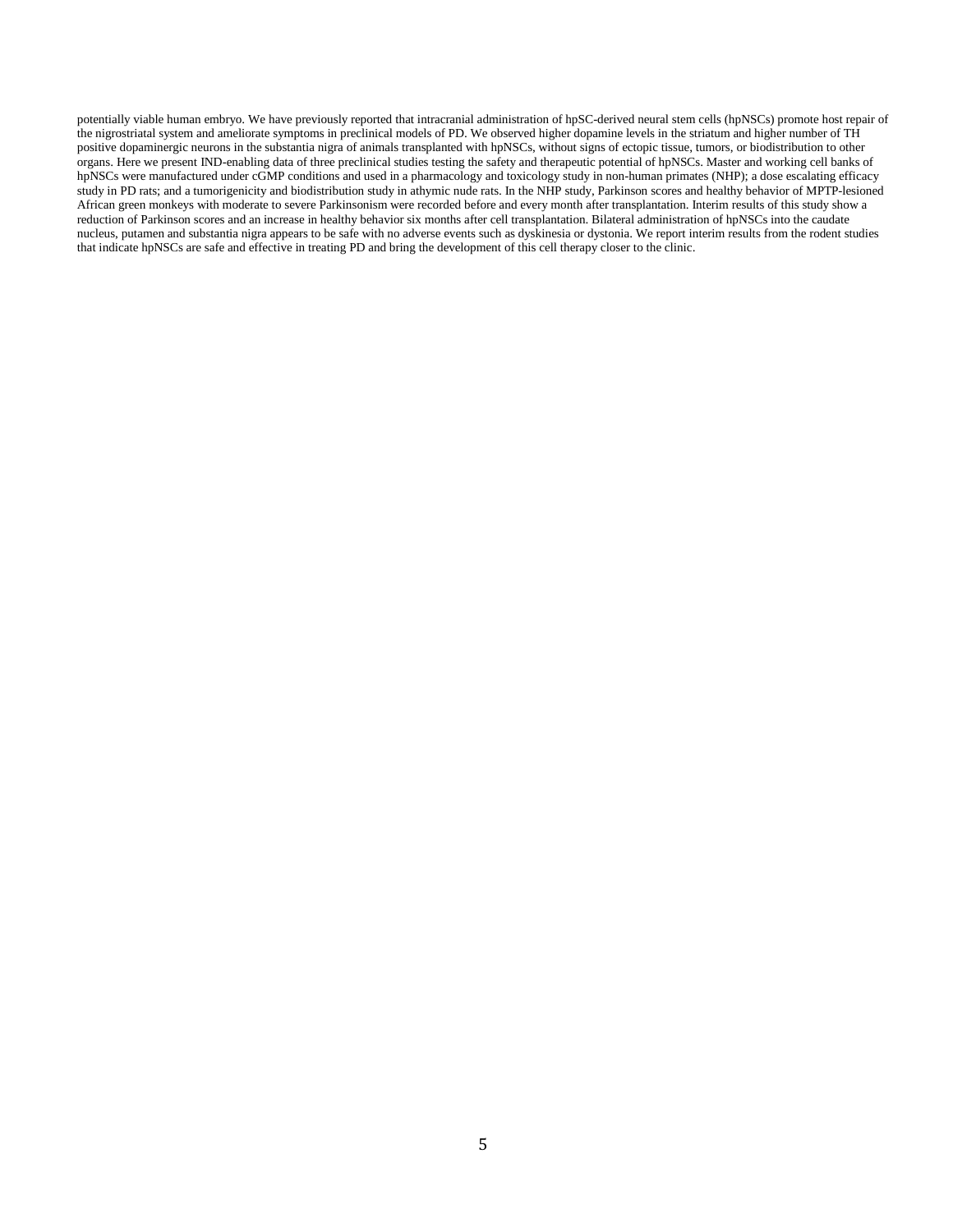potentially viable human embryo. We have previously reported that intracranial administration of hpSC-derived neural stem cells (hpNSCs) promote host repair of the nigrostriatal system and ameliorate symptoms in preclinical models of PD. We observed higher dopamine levels in the striatum and higher number of TH positive dopaminergic neurons in the substantia nigra of animals transplanted with hpNSCs, without signs of ectopic tissue, tumors, or biodistribution to other organs. Here we present IND-enabling data of three preclinical studies testing the safety and therapeutic potential of hpNSCs. Master and working cell banks of hpNSCs were manufactured under cGMP conditions and used in a pharmacology and toxicology study in non-human primates (NHP); a dose escalating efficacy study in PD rats; and a tumorigenicity and biodistribution study in athymic nude rats. In the NHP study, Parkinson scores and healthy behavior of MPTP-lesioned African green monkeys with moderate to severe Parkinsonism were recorded before and every month after transplantation. Interim results of this study show a reduction of Parkinson scores and an increase in healthy behavior six months after cell transplantation. Bilateral administration of hpNSCs into the caudate nucleus, putamen and substantia nigra appears to be safe with no adverse events such as dyskinesia or dystonia. We report interim results from the rodent studies that indicate hpNSCs are safe and effective in treating PD and bring the development of this cell therapy closer to the clinic.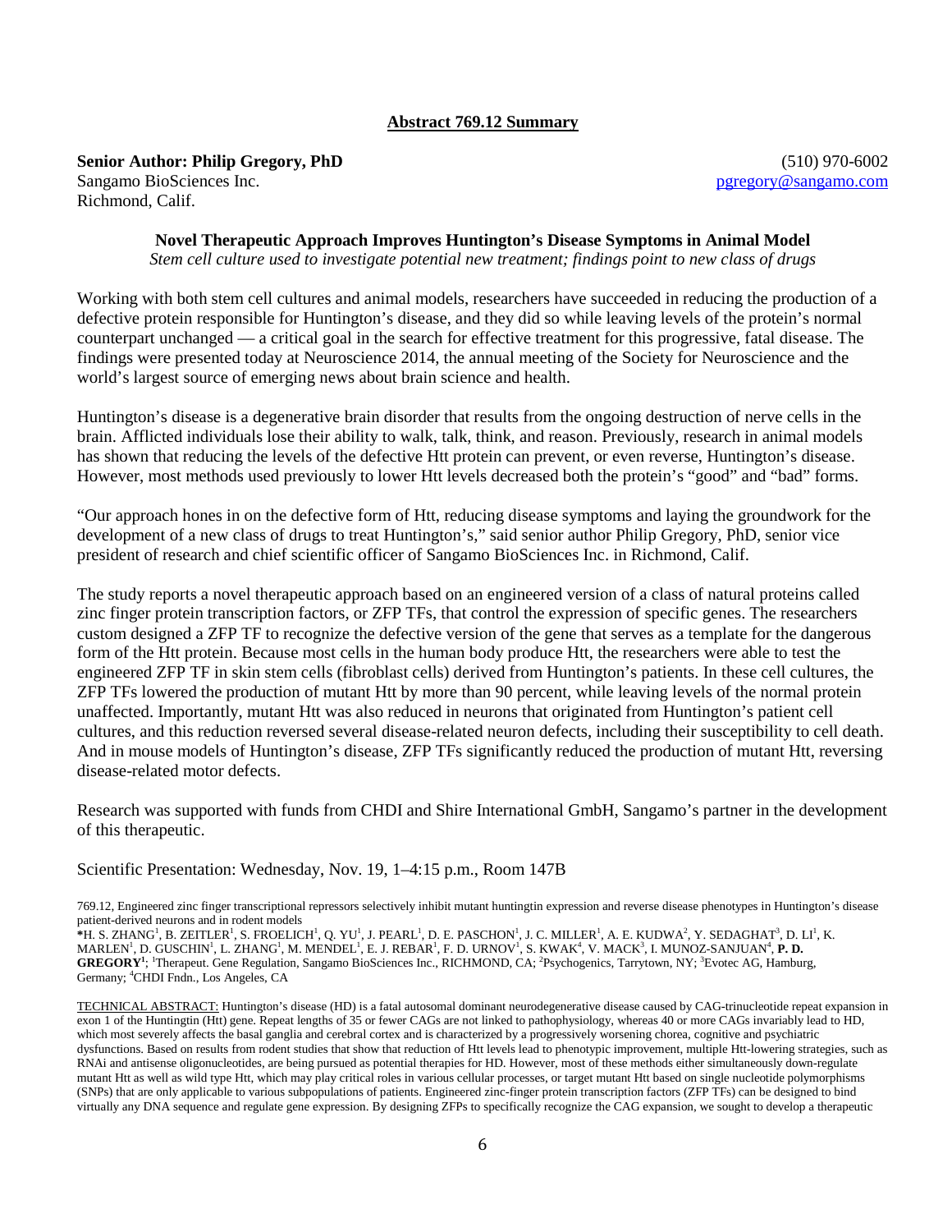## Abstract 769.12 Summary

**Senior Author: Philip Gregory, PhD** (510) 970-6002
Sangamo BioSciences Inc. pgregory@sangamo.com
Richmond, Calif.

### Novel Therapeutic Approach Improves Huntington's Disease Symptoms in Animal Model

*Stem cell culture used to investigate potential new treatment; findings point to new class of drugs*

Working with both stem cell cultures and animal models, researchers have succeeded in reducing the production of a defective protein responsible for Huntington's disease, and they did so while leaving levels of the protein's normal counterpart unchanged — a critical goal in the search for effective treatment for this progressive, fatal disease. The findings were presented today at Neuroscience 2014, the annual meeting of the Society for Neuroscience and the world's largest source of emerging news about brain science and health.

Huntington's disease is a degenerative brain disorder that results from the ongoing destruction of nerve cells in the brain. Afflicted individuals lose their ability to walk, talk, think, and reason. Previously, research in animal models has shown that reducing the levels of the defective Htt protein can prevent, or even reverse, Huntington's disease. However, most methods used previously to lower Htt levels decreased both the protein's "good" and "bad" forms.

"Our approach hones in on the defective form of Htt, reducing disease symptoms and laying the groundwork for the development of a new class of drugs to treat Huntington's," said senior author Philip Gregory, PhD, senior vice president of research and chief scientific officer of Sangamo BioSciences Inc. in Richmond, Calif.

The study reports a novel therapeutic approach based on an engineered version of a class of natural proteins called zinc finger protein transcription factors, or ZFP TFs, that control the expression of specific genes. The researchers custom designed a ZFP TF to recognize the defective version of the gene that serves as a template for the dangerous form of the Htt protein. Because most cells in the human body produce Htt, the researchers were able to test the engineered ZFP TF in skin stem cells (fibroblast cells) derived from Huntington's patients. In these cell cultures, the ZFP TFs lowered the production of mutant Htt by more than 90 percent, while leaving levels of the normal protein unaffected. Importantly, mutant Htt was also reduced in neurons that originated from Huntington's patient cell cultures, and this reduction reversed several disease-related neuron defects, including their susceptibility to cell death. And in mouse models of Huntington's disease, ZFP TFs significantly reduced the production of mutant Htt, reversing disease-related motor defects.

Research was supported with funds from CHDI and Shire International GmbH, Sangamo's partner in the development of this therapeutic.

Scientific Presentation: Wednesday, Nov. 19, 1–4:15 p.m., Room 147B

769.12, Engineered zinc finger transcriptional repressors selectively inhibit mutant huntingtin expression and reverse disease phenotypes in Huntington's disease patient-derived neurons and in rodent models

*H. S. ZHANG[1], B. ZEITLER[1], S. FROELICH[1], Q. YU[1], J. PEARL[1], D. E. PASCHON[1], J. C. MILLER[1], A. E. KUDWA[2], Y. SEDAGHAT[3], D. LI[1], K. MARLEN[1], D. GUSCHIN[1], L. ZHANG[1], M. MENDEL[1], E. J. REBAR[1], F. D. URNOV[1], S. KWAK[4], V. MACK[3], I. MUNOZ-SANJUAN[4], **P. D. GREGORY[1]**; [1]Therapeut. Gene Regulation, Sangamo BioSciences Inc., RICHMOND, CA; [2]Psychogenics, Tarrytown, NY; [3]Evotec AG, Hamburg, Germany; [4]CHDI Fndn., Los Angeles, CA

TECHNICAL ABSTRACT: Huntington's disease (HD) is a fatal autosomal dominant neurodegenerative disease caused by CAG-trinucleotide repeat expansion in exon 1 of the Huntingtin (Htt) gene. Repeat lengths of 35 or fewer CAGs are not linked to pathophysiology, whereas 40 or more CAGs invariably lead to HD, which most severely affects the basal ganglia and cerebral cortex and is characterized by a progressively worsening chorea, cognitive and psychiatric dysfunctions. Based on results from rodent studies that show that reduction of Htt levels lead to phenotypic improvement, multiple Htt-lowering strategies, such as RNAi and antisense oligonucleotides, are being pursued as potential therapies for HD. However, most of these methods either simultaneously down-regulate mutant Htt as well as wild type Htt, which may play critical roles in various cellular processes, or target mutant Htt based on single nucleotide polymorphisms (SNPs) that are only applicable to various subpopulations of patients. Engineered zinc-finger protein transcription factors (ZFP TFs) can be designed to bind virtually any DNA sequence and regulate gene expression. By designing ZFPs to specifically recognize the CAG expansion, we sought to develop a therapeutic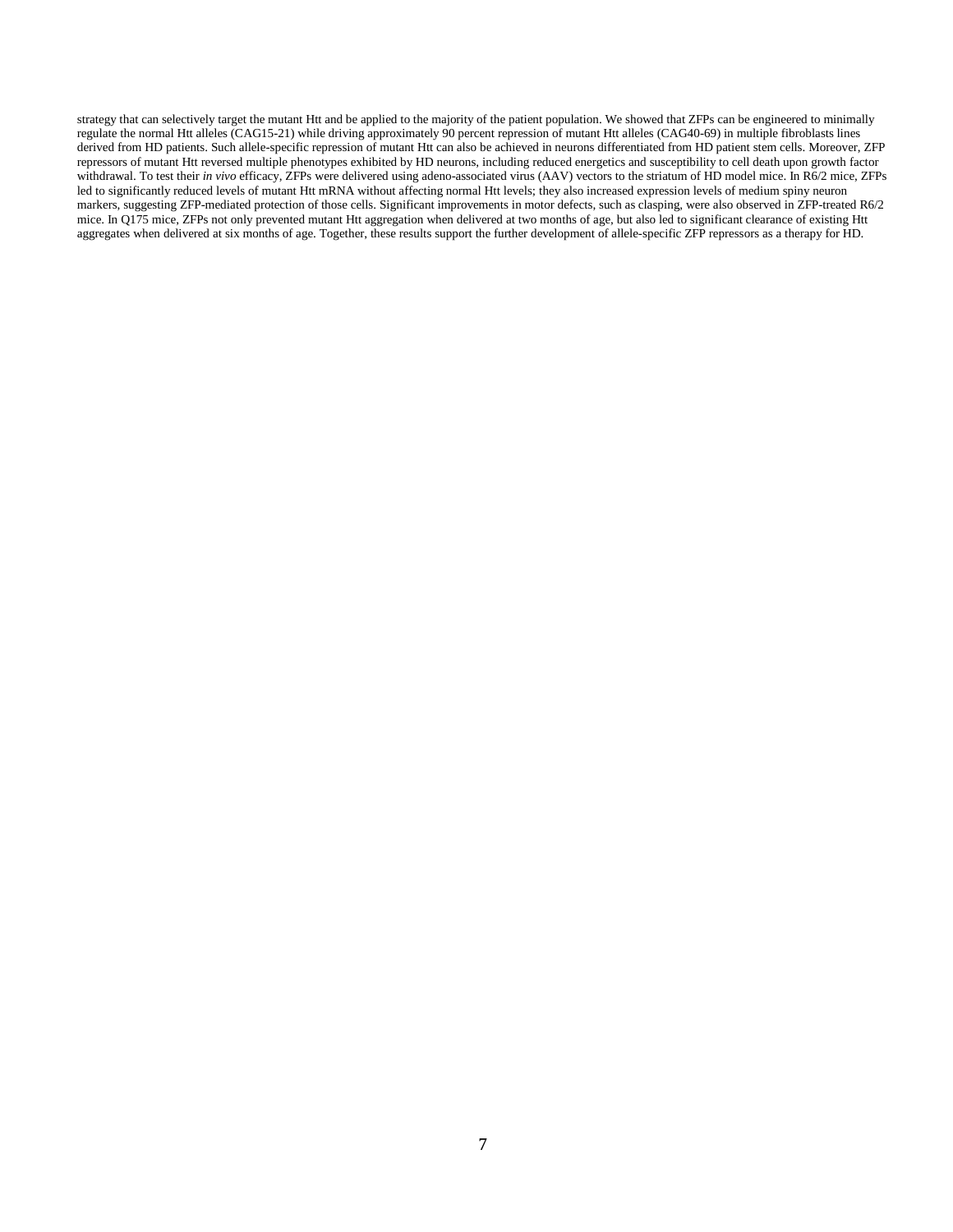strategy that can selectively target the mutant Htt and be applied to the majority of the patient population. We showed that ZFPs can be engineered to minimally regulate the normal Htt alleles (CAG15-21) while driving approximately 90 percent repression of mutant Htt alleles (CAG40-69) in multiple fibroblasts lines derived from HD patients. Such allele-specific repression of mutant Htt can also be achieved in neurons differentiated from HD patient stem cells. Moreover, ZFP repressors of mutant Htt reversed multiple phenotypes exhibited by HD neurons, including reduced energetics and susceptibility to cell death upon growth factor withdrawal. To test their *in vivo* efficacy, ZFPs were delivered using adeno-associated virus (AAV) vectors to the striatum of HD model mice. In R6/2 mice, ZFPs led to significantly reduced levels of mutant Htt mRNA without affecting normal Htt levels; they also increased expression levels of medium spiny neuron markers, suggesting ZFP-mediated protection of those cells. Significant improvements in motor defects, such as clasping, were also observed in ZFP-treated R6/2 mice. In Q175 mice, ZFPs not only prevented mutant Htt aggregation when delivered at two months of age, but also led to significant clearance of existing Htt aggregates when delivered at six months of age. Together, these results support the further development of allele-specific ZFP repressors as a therapy for HD.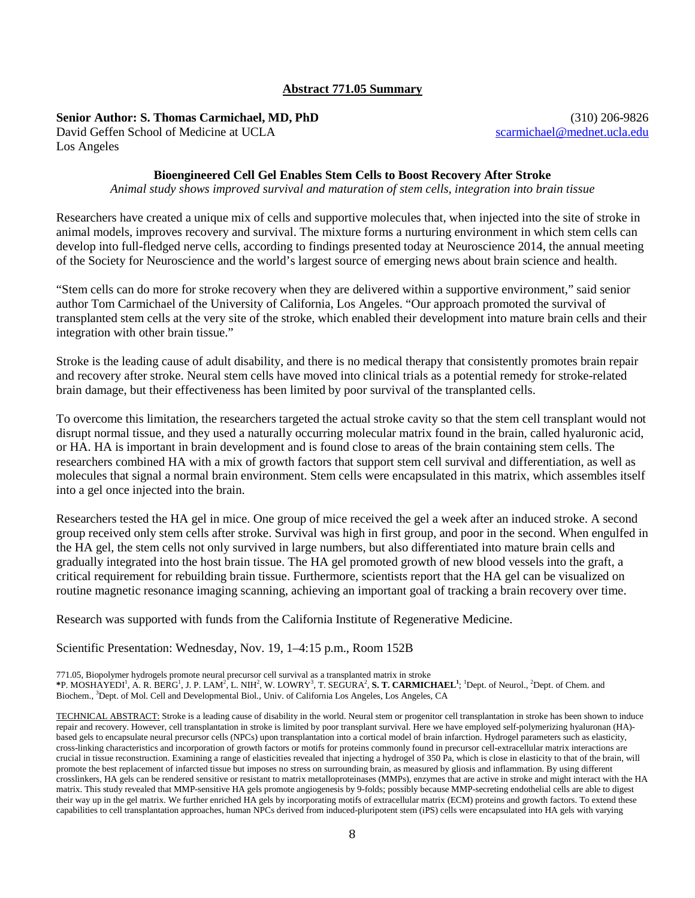## Abstract 771.05 Summary

**Senior Author: S. Thomas Carmichael, MD, PhD** (310) 206-9826
David Geffen School of Medicine at UCLA scarmichael@mednet.ucla.edu
Los Angeles

### Bioengineered Cell Gel Enables Stem Cells to Boost Recovery After Stroke

*Animal study shows improved survival and maturation of stem cells, integration into brain tissue*

Researchers have created a unique mix of cells and supportive molecules that, when injected into the site of stroke in animal models, improves recovery and survival. The mixture forms a nurturing environment in which stem cells can develop into full-fledged nerve cells, according to findings presented today at Neuroscience 2014, the annual meeting of the Society for Neuroscience and the world's largest source of emerging news about brain science and health.

"Stem cells can do more for stroke recovery when they are delivered within a supportive environment," said senior author Tom Carmichael of the University of California, Los Angeles. "Our approach promoted the survival of transplanted stem cells at the very site of the stroke, which enabled their development into mature brain cells and their integration with other brain tissue."

Stroke is the leading cause of adult disability, and there is no medical therapy that consistently promotes brain repair and recovery after stroke. Neural stem cells have moved into clinical trials as a potential remedy for stroke-related brain damage, but their effectiveness has been limited by poor survival of the transplanted cells.

To overcome this limitation, the researchers targeted the actual stroke cavity so that the stem cell transplant would not disrupt normal tissue, and they used a naturally occurring molecular matrix found in the brain, called hyaluronic acid, or HA. HA is important in brain development and is found close to areas of the brain containing stem cells. The researchers combined HA with a mix of growth factors that support stem cell survival and differentiation, as well as molecules that signal a normal brain environment. Stem cells were encapsulated in this matrix, which assembles itself into a gel once injected into the brain.

Researchers tested the HA gel in mice. One group of mice received the gel a week after an induced stroke. A second group received only stem cells after stroke. Survival was high in first group, and poor in the second. When engulfed in the HA gel, the stem cells not only survived in large numbers, but also differentiated into mature brain cells and gradually integrated into the host brain tissue. The HA gel promoted growth of new blood vessels into the graft, a critical requirement for rebuilding brain tissue. Furthermore, scientists report that the HA gel can be visualized on routine magnetic resonance imaging scanning, achieving an important goal of tracking a brain recovery over time.

Research was supported with funds from the California Institute of Regenerative Medicine.

Scientific Presentation: Wednesday, Nov. 19, 1–4:15 p.m., Room 152B

771.05, Biopolymer hydrogels promote neural precursor cell survival as a transplanted matrix in stroke
*P. MOSHAYEDI[1], A. R. BERG[1], J. P. LAM[2], L. NIH[2], W. LOWRY[3], T. SEGURA[2], **S. T. CARMICHAEL[1]**; [1]Dept. of Neurol., [2]Dept. of Chem. and Biochem., [3]Dept. of Mol. Cell and Developmental Biol., Univ. of California Los Angeles, Los Angeles, CA

TECHNICAL ABSTRACT: Stroke is a leading cause of disability in the world. Neural stem or progenitor cell transplantation in stroke has been shown to induce repair and recovery. However, cell transplantation in stroke is limited by poor transplant survival. Here we have employed self-polymerizing hyaluronan (HA)-based gels to encapsulate neural precursor cells (NPCs) upon transplantation into a cortical model of brain infarction. Hydrogel parameters such as elasticity, cross-linking characteristics and incorporation of growth factors or motifs for proteins commonly found in precursor cell-extracellular matrix interactions are crucial in tissue reconstruction. Examining a range of elasticities revealed that injecting a hydrogel of 350 Pa, which is close in elasticity to that of the brain, will promote the best replacement of infarcted tissue but imposes no stress on surrounding brain, as measured by gliosis and inflammation. By using different crosslinkers, HA gels can be rendered sensitive or resistant to matrix metalloproteinases (MMPs), enzymes that are active in stroke and might interact with the HA matrix. This study revealed that MMP-sensitive HA gels promote angiogenesis by 9-folds; possibly because MMP-secreting endothelial cells are able to digest their way up in the gel matrix. We further enriched HA gels by incorporating motifs of extracellular matrix (ECM) proteins and growth factors. To extend these capabilities to cell transplantation approaches, human NPCs derived from induced-pluripotent stem (iPS) cells were encapsulated into HA gels with varying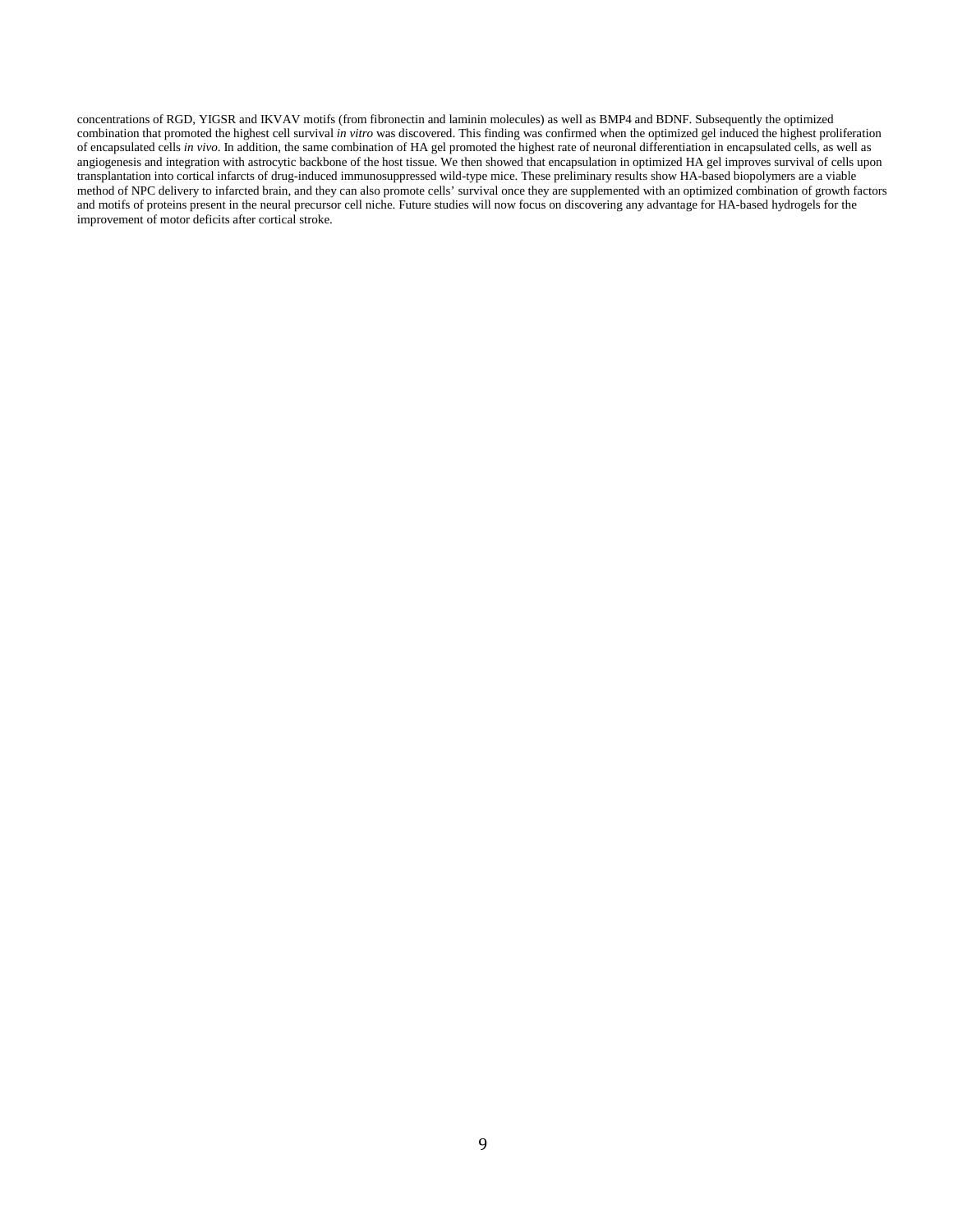concentrations of RGD, YIGSR and IKVAV motifs (from fibronectin and laminin molecules) as well as BMP4 and BDNF. Subsequently the optimized combination that promoted the highest cell survival *in vitro* was discovered. This finding was confirmed when the optimized gel induced the highest proliferation of encapsulated cells *in vivo*. In addition, the same combination of HA gel promoted the highest rate of neuronal differentiation in encapsulated cells, as well as angiogenesis and integration with astrocytic backbone of the host tissue. We then showed that encapsulation in optimized HA gel improves survival of cells upon transplantation into cortical infarcts of drug-induced immunosuppressed wild-type mice. These preliminary results show HA-based biopolymers are a viable method of NPC delivery to infarcted brain, and they can also promote cells' survival once they are supplemented with an optimized combination of growth factors and motifs of proteins present in the neural precursor cell niche. Future studies will now focus on discovering any advantage for HA-based hydrogels for the improvement of motor deficits after cortical stroke.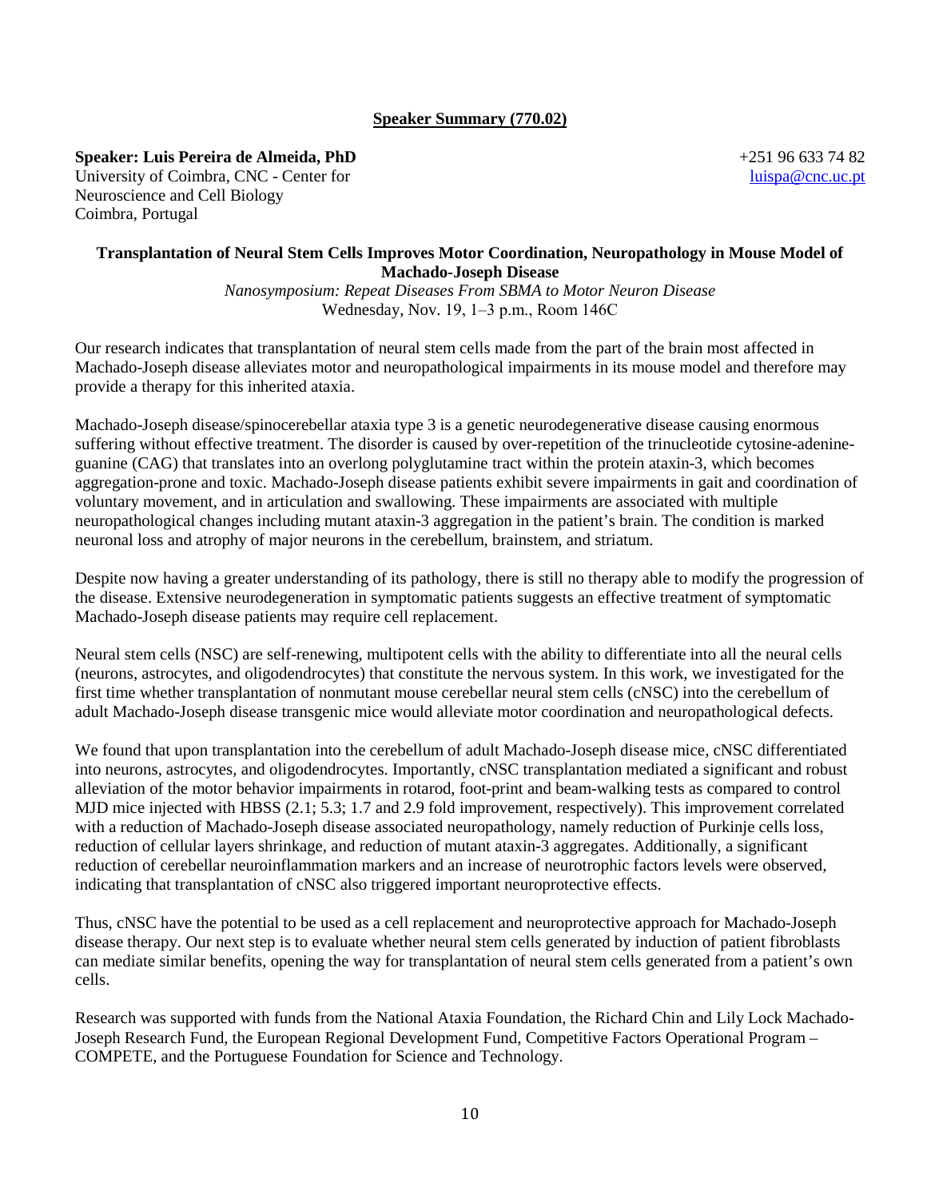**Speaker Summary (770.02)**

**Speaker: Luis Pereira de Almeida, PhD**
University of Coimbra, CNC - Center for Neuroscience and Cell Biology
Coimbra, Portugal

+251 96 633 74 82
luispa@cnc.uc.pt

**Transplantation of Neural Stem Cells Improves Motor Coordination, Neuropathology in Mouse Model of Machado-Joseph Disease**

*Nanosymposium: Repeat Diseases From SBMA to Motor Neuron Disease*
Wednesday, Nov. 19, 1–3 p.m., Room 146C

Our research indicates that transplantation of neural stem cells made from the part of the brain most affected in Machado-Joseph disease alleviates motor and neuropathological impairments in its mouse model and therefore may provide a therapy for this inherited ataxia.

Machado-Joseph disease/spinocerebellar ataxia type 3 is a genetic neurodegenerative disease causing enormous suffering without effective treatment. The disorder is caused by over-repetition of the trinucleotide cytosine-adenine-guanine (CAG) that translates into an overlong polyglutamine tract within the protein ataxin-3, which becomes aggregation-prone and toxic. Machado-Joseph disease patients exhibit severe impairments in gait and coordination of voluntary movement, and in articulation and swallowing. These impairments are associated with multiple neuropathological changes including mutant ataxin-3 aggregation in the patient's brain. The condition is marked neuronal loss and atrophy of major neurons in the cerebellum, brainstem, and striatum.

Despite now having a greater understanding of its pathology, there is still no therapy able to modify the progression of the disease. Extensive neurodegeneration in symptomatic patients suggests an effective treatment of symptomatic Machado-Joseph disease patients may require cell replacement.

Neural stem cells (NSC) are self-renewing, multipotent cells with the ability to differentiate into all the neural cells (neurons, astrocytes, and oligodendrocytes) that constitute the nervous system. In this work, we investigated for the first time whether transplantation of nonmutant mouse cerebellar neural stem cells (cNSC) into the cerebellum of adult Machado-Joseph disease transgenic mice would alleviate motor coordination and neuropathological defects.

We found that upon transplantation into the cerebellum of adult Machado-Joseph disease mice, cNSC differentiated into neurons, astrocytes, and oligodendrocytes. Importantly, cNSC transplantation mediated a significant and robust alleviation of the motor behavior impairments in rotarod, foot-print and beam-walking tests as compared to control MJD mice injected with HBSS (2.1; 5.3; 1.7 and 2.9 fold improvement, respectively). This improvement correlated with a reduction of Machado-Joseph disease associated neuropathology, namely reduction of Purkinje cells loss, reduction of cellular layers shrinkage, and reduction of mutant ataxin-3 aggregates. Additionally, a significant reduction of cerebellar neuroinflammation markers and an increase of neurotrophic factors levels were observed, indicating that transplantation of cNSC also triggered important neuroprotective effects.

Thus, cNSC have the potential to be used as a cell replacement and neuroprotective approach for Machado-Joseph disease therapy. Our next step is to evaluate whether neural stem cells generated by induction of patient fibroblasts can mediate similar benefits, opening the way for transplantation of neural stem cells generated from a patient's own cells.

Research was supported with funds from the National Ataxia Foundation, the Richard Chin and Lily Lock Machado-Joseph Research Fund, the European Regional Development Fund, Competitive Factors Operational Program – COMPETE, and the Portuguese Foundation for Science and Technology.